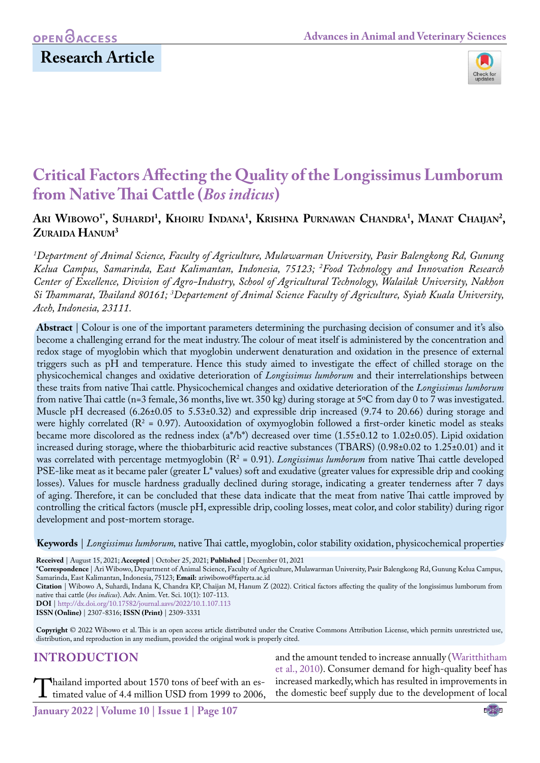OPEN ACCESS

**Research Article**

# Critical Factors Affecting the Quality of the Longissimus Lumborum from Native Thai Cattle (*Bos indicus*)

**Ari Wibowo[1*], Suhardi[1], Khoiru Indana[1], Krishna Purnawan Chandra[1], Manat Chaijan[2], Zuraida Hanum[3]**

*[1]Department of Animal Science, Faculty of Agriculture, Mulawarman University, Pasir Balengkong Rd, Gunung Kelua Campus, Samarinda, East Kalimantan, Indonesia, 75123; [2]Food Technology and Innovation Research Center of Excellence, Division of Agro-Industry, School of Agricultural Technology, Walailak University, Nakhon Si Thammarat, Thailand 80161; [3]Departement of Animal Science Faculty of Agriculture, Syiah Kuala University, Aceh, Indonesia, 23111.*

**Abstract** | Colour is one of the important parameters determining the purchasing decision of consumer and it's also become a challenging errand for the meat industry. The colour of meat itself is administered by the concentration and redox stage of myoglobin which that myoglobin underwent denaturation and oxidation in the presence of external triggers such as pH and temperature. Hence this study aimed to investigate the effect of chilled storage on the physicochemical changes and oxidative deterioration of *Longissimus lumborum* and their interrelationships between these traits from native Thai cattle. Physicochemical changes and oxidative deterioration of the *Longissimus lumborum* from native Thai cattle (n=3 female, 36 months, live wt. 350 kg) during storage at 5ºC from day 0 to 7 was investigated. Muscle pH decreased (6.26±0.05 to 5.53±0.32) and expressible drip increased (9.74 to 20.66) during storage and were highly correlated ($R^2$ = 0.97). Autooxidation of oxymyoglobin followed a first-order kinetic model as steaks became more discolored as the redness index (a*/b*) decreased over time (1.55±0.12 to 1.02±0.05). Lipid oxidation increased during storage, where the thiobarbituric acid reactive substances (TBARS) (0.98±0.02 to 1.25±0.01) and it was correlated with percentage metmyoglobin ($R^2$ = 0.91). *Longissimus lumborum* from native Thai cattle developed PSE-like meat as it became paler (greater L* values) soft and exudative (greater values for expressible drip and cooking losses). Values for muscle hardness gradually declined during storage, indicating a greater tenderness after 7 days of aging. Therefore, it can be concluded that these data indicate that the meat from native Thai cattle improved by controlling the critical factors (muscle pH, expressible drip, cooling losses, meat color, and color stability) during rigor development and post-mortem storage.

**Keywords** | *Longissimus lumborum,* native Thai cattle, myoglobin, color stability oxidation, physicochemical properties

**Received** | August 15, 2021; **Accepted** | October 25, 2021; **Published** | December 01, 2021
**\*Correspondence** | Ari Wibowo, Department of Animal Science, Faculty of Agriculture, Mulawarman University, Pasir Balengkong Rd, Gunung Kelua Campus, Samarinda, East Kalimantan, Indonesia, 75123; **Email:** ariwibowo@faperta.ac.id
**Citation** | Wibowo A, Suhardi, Indana K, Chandra KP, Chaijan M, Hanum Z (2022). Critical factors affecting the quality of the longissimus lumborum from native thai cattle (*bos indicus*). Adv. Anim. Vet. Sci. 10(1): 107-113.
**DOI** | http://dx.doi.org/10.17582/journal.aavs/2022/10.1.107.113
**ISSN (Online)** | 2307-8316; **ISSN (Print)** | 2309-3331

**Copyright** © 2022 Wibowo et al. This is an open access article distributed under the Creative Commons Attribution License, which permits unrestricted use, distribution, and reproduction in any medium, provided the original work is properly cited.

## INTRODUCTION

Thailand imported about 1570 tons of beef with an estimated value of 4.4 million USD from 1999 to 2006, and the amount tended to increase annually (Waritthitham et al., 2010). Consumer demand for high-quality beef has increased markedly, which has resulted in improvements in the domestic beef supply due to the development of local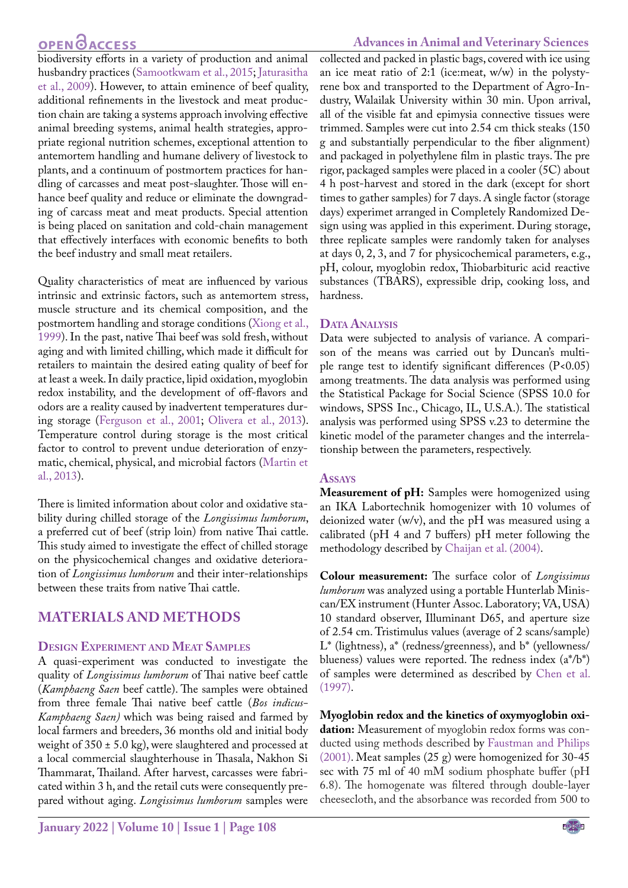biodiversity efforts in a variety of production and animal husbandry practices (Samootkwam et al., 2015; Jaturasitha et al., 2009). However, to attain eminence of beef quality, additional refinements in the livestock and meat production chain are taking a systems approach involving effective animal breeding systems, animal health strategies, appropriate regional nutrition schemes, exceptional attention to antemortem handling and humane delivery of livestock to plants, and a continuum of postmortem practices for handling of carcasses and meat post-slaughter. Those will enhance beef quality and reduce or eliminate the downgrading of carcass meat and meat products. Special attention is being placed on sanitation and cold-chain management that effectively interfaces with economic benefits to both the beef industry and small meat retailers.

Quality characteristics of meat are influenced by various intrinsic and extrinsic factors, such as antemortem stress, muscle structure and its chemical composition, and the postmortem handling and storage conditions (Xiong et al., 1999). In the past, native Thai beef was sold fresh, without aging and with limited chilling, which made it difficult for retailers to maintain the desired eating quality of beef for at least a week. In daily practice, lipid oxidation, myoglobin redox instability, and the development of off-flavors and odors are a reality caused by inadvertent temperatures during storage (Ferguson et al., 2001; Olivera et al., 2013). Temperature control during storage is the most critical factor to control to prevent undue deterioration of enzymatic, chemical, physical, and microbial factors (Martin et al., 2013).

There is limited information about color and oxidative stability during chilled storage of the *Longissimus lumborum*, a preferred cut of beef (strip loin) from native Thai cattle. This study aimed to investigate the effect of chilled storage on the physicochemical changes and oxidative deterioration of *Longissimus lumborum* and their inter-relationships between these traits from native Thai cattle.

## MATERIALS AND METHODS

### Design Experiment and Meat Samples

A quasi-experiment was conducted to investigate the quality of *Longissimus lumborum* of Thai native beef cattle (*Kamphaeng Saen* beef cattle). The samples were obtained from three female Thai native beef cattle (*Bos indicus-Kamphaeng Saen)* which was being raised and farmed by local farmers and breeders, 36 months old and initial body weight of 350 ± 5.0 kg), were slaughtered and processed at a local commercial slaughterhouse in Thasala, Nakhon Si Thammarat, Thailand. After harvest, carcasses were fabricated within 3 h, and the retail cuts were consequently prepared without aging. *Longissimus lumborum* samples were collected and packed in plastic bags, covered with ice using an ice meat ratio of 2:1 (ice:meat, w/w) in the polystyrene box and transported to the Department of Agro-Industry, Walailak University within 30 min. Upon arrival, all of the visible fat and epimysia connective tissues were trimmed. Samples were cut into 2.54 cm thick steaks (150 g and substantially perpendicular to the fiber alignment) and packaged in polyethylene film in plastic trays. The pre rigor, packaged samples were placed in a cooler (5C) about 4 h post-harvest and stored in the dark (except for short times to gather samples) for 7 days. A single factor (storage days) experimet arranged in Completely Randomized Design using was applied in this experiment. During storage, three replicate samples were randomly taken for analyses at days 0, 2, 3, and 7 for physicochemical parameters, e.g., pH, colour, myoglobin redox, Thiobarbituric acid reactive substances (TBARS), expressible drip, cooking loss, and hardness.

### Data Analysis

Data were subjected to analysis of variance. A comparison of the means was carried out by Duncan's multiple range test to identify significant differences ($P<0.05$) among treatments. The data analysis was performed using the Statistical Package for Social Science (SPSS 10.0 for windows, SPSS Inc., Chicago, IL, U.S.A.). The statistical analysis was performed using SPSS v.23 to determine the kinetic model of the parameter changes and the interrelationship between the parameters, respectively.

### Assays

**Measurement of pH:** Samples were homogenized using an IKA Labortechnik homogenizer with 10 volumes of deionized water (w/v), and the pH was measured using a calibrated (pH 4 and 7 buffers) pH meter following the methodology described by Chaijan et al. (2004).

**Colour measurement:** The surface color of *Longissimus lumborum* was analyzed using a portable Hunterlab Miniscan/EX instrument (Hunter Assoc. Laboratory; VA, USA) 10 standard observer, Illuminant D65, and aperture size of 2.54 cm. Tristimulus values (average of 2 scans/sample) $L^*$ (lightness), $a^*$ (redness/greenness), and $b^*$ (yellowness/blueness) values were reported. The redness index ($a^*/b^*$) of samples were determined as described by Chen et al. (1997).

**Myoglobin redox and the kinetics of oxymyoglobin oxidation:** Measurement of myoglobin redox forms was conducted using methods described by Faustman and Philips (2001). Meat samples (25 g) were homogenized for 30-45 sec with 75 ml of 40 mM sodium phosphate buffer (pH 6.8). The homogenate was filtered through double-layer cheesecloth, and the absorbance was recorded from 500 to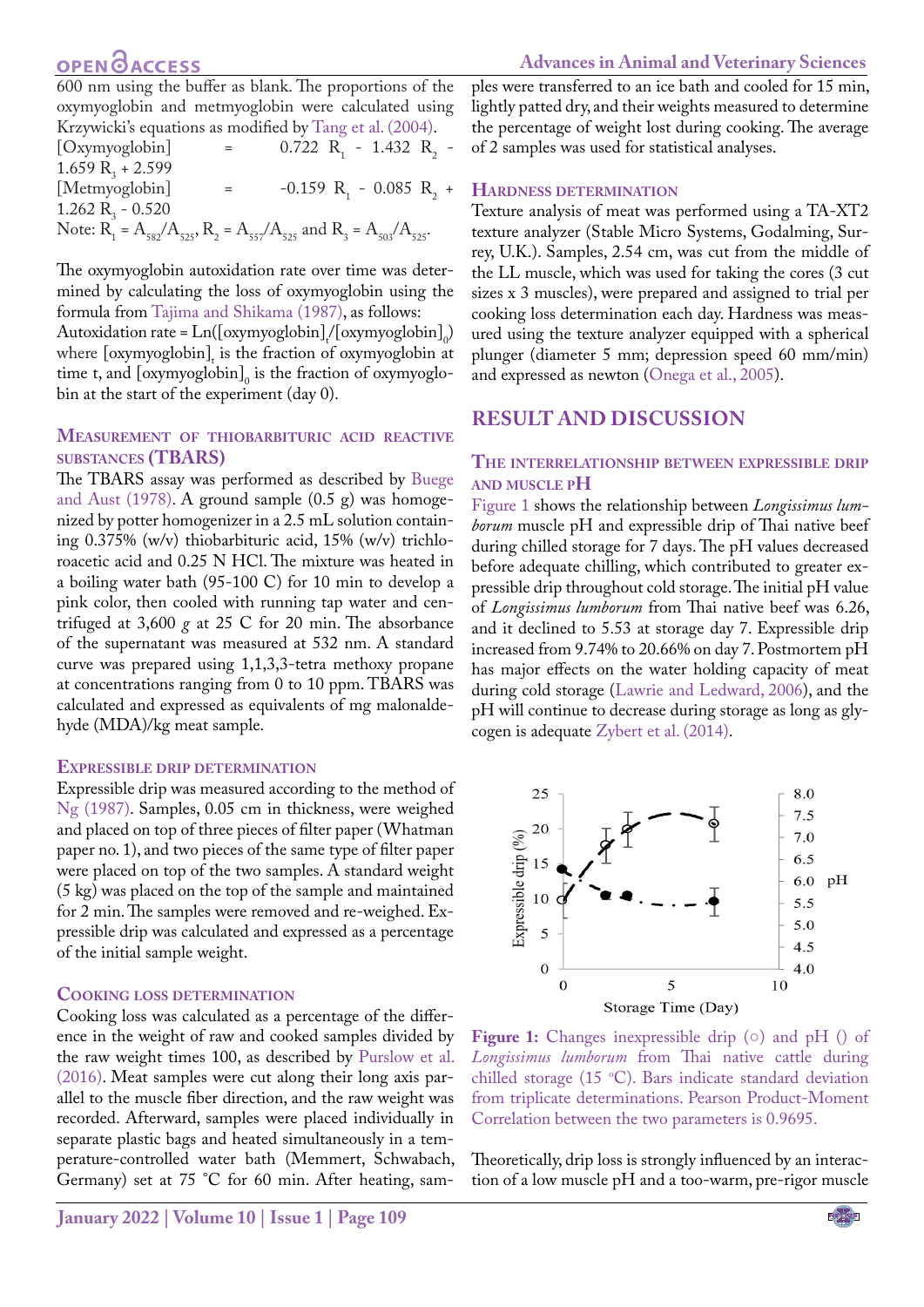600 nm using the buffer as blank. The proportions of the oxymyoglobin and metmyoglobin were calculated using Krzywicki's equations as modified by Tang et al. (2004).

[Oxymyoglobin] = $0.722\ R_1 - 1.432\ R_2 - 1.659\ R_3 + 2.599$

[Metmyoglobin] = $-0.159\ R_1 - 0.085\ R_2 + 1.262\ R_3 - 0.520$

Note: $R_1 = A_{582}/A_{525}$, $R_2 = A_{557}/A_{525}$ and $R_3 = A_{503}/A_{525}$.

The oxymyoglobin autoxidation rate over time was determined by calculating the loss of oxymyoglobin using the formula from Tajima and Shikama (1987), as follows:

Autoxidation rate = $\text{Ln}([\text{oxymyoglobin}]_t/[\text{oxymyoglobin}]_0)$ where $[\text{oxymyoglobin}]_t$ is the fraction of oxymyoglobin at time t, and $[\text{oxymyoglobin}]_0$ is the fraction of oxymyoglobin at the start of the experiment (day 0).

### Measurement of thiobarbituric acid reactive substances (TBARS)

The TBARS assay was performed as described by Buege and Aust (1978). A ground sample (0.5 g) was homogenized by potter homogenizer in a 2.5 mL solution containing 0.375% (w/v) thiobarbituric acid, 15% (w/v) trichloroacetic acid and 0.25 N HCl. The mixture was heated in a boiling water bath (95-100 C) for 10 min to develop a pink color, then cooled with running tap water and centrifuged at 3,600 *g* at 25 C for 20 min. The absorbance of the supernatant was measured at 532 nm. A standard curve was prepared using 1,1,3,3-tetra methoxy propane at concentrations ranging from 0 to 10 ppm. TBARS was calculated and expressed as equivalents of mg malonaldehyde (MDA)/kg meat sample.

### Expressible drip determination

Expressible drip was measured according to the method of Ng (1987). Samples, 0.05 cm in thickness, were weighed and placed on top of three pieces of filter paper (Whatman paper no. 1), and two pieces of the same type of filter paper were placed on top of the two samples. A standard weight (5 kg) was placed on the top of the sample and maintained for 2 min. The samples were removed and re-weighed. Expressible drip was calculated and expressed as a percentage of the initial sample weight.

### Cooking loss determination

Cooking loss was calculated as a percentage of the difference in the weight of raw and cooked samples divided by the raw weight times 100, as described by Purslow et al. (2016). Meat samples were cut along their long axis parallel to the muscle fiber direction, and the raw weight was recorded. Afterward, samples were placed individually in separate plastic bags and heated simultaneously in a temperature-controlled water bath (Memmert, Schwabach, Germany) set at 75 ˚C for 60 min. After heating, samples were transferred to an ice bath and cooled for 15 min, lightly patted dry, and their weights measured to determine the percentage of weight lost during cooking. The average of 2 samples was used for statistical analyses.

### Hardness determination

Texture analysis of meat was performed using a TA-XT2 texture analyzer (Stable Micro Systems, Godalming, Surrey, U.K.). Samples, 2.54 cm, was cut from the middle of the LL muscle, which was used for taking the cores (3 cut sizes x 3 muscles), were prepared and assigned to trial per cooking loss determination each day. Hardness was measured using the texture analyzer equipped with a spherical plunger (diameter 5 mm; depression speed 60 mm/min) and expressed as newton (Onega et al., 2005).

## RESULT AND DISCUSSION

### The interrelationship between expressible drip and muscle pH

Figure 1 shows the relationship between *Longissimus lumborum* muscle pH and expressible drip of Thai native beef during chilled storage for 7 days. The pH values decreased before adequate chilling, which contributed to greater expressible drip throughout cold storage. The initial pH value of *Longissimus lumborum* from Thai native beef was 6.26, and it declined to 5.53 at storage day 7. Expressible drip increased from 9.74% to 20.66% on day 7. Postmortem pH has major effects on the water holding capacity of meat during cold storage (Lawrie and Ledward, 2006), and the pH will continue to decrease during storage as long as glycogen is adequate Zybert et al. (2014).

**Figure 1:** Changes inexpressible drip (○) and pH () of *Longissimus lumborum* from Thai native cattle during chilled storage (15 °C). Bars indicate standard deviation from triplicate determinations. Pearson Product-Moment Correlation between the two parameters is 0.9695.

Theoretically, drip loss is strongly influenced by an interaction of a low muscle pH and a too-warm, pre-rigor muscle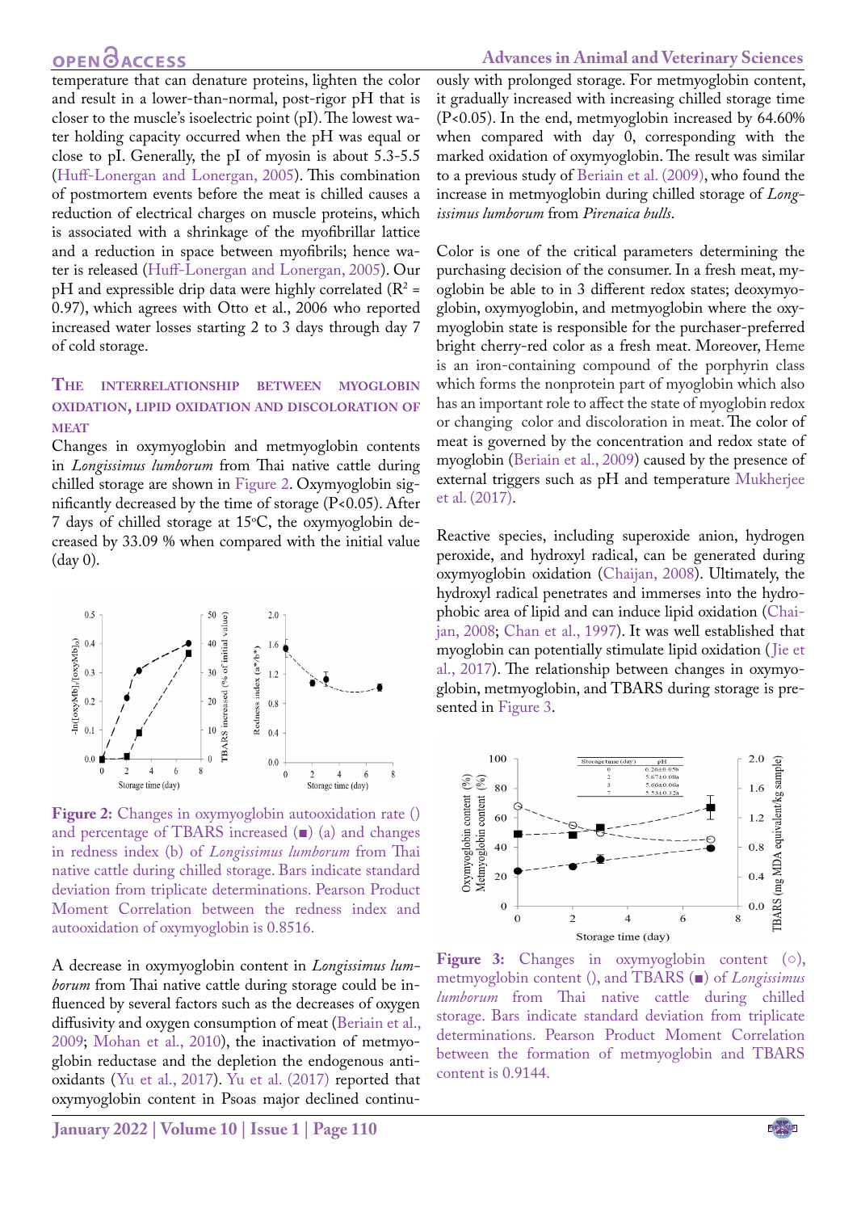temperature that can denature proteins, lighten the color and result in a lower-than-normal, post-rigor pH that is closer to the muscle's isoelectric point (pI). The lowest water holding capacity occurred when the pH was equal or close to pI. Generally, the pI of myosin is about 5.3-5.5 (Huff-Lonergan and Lonergan, 2005). This combination of postmortem events before the meat is chilled causes a reduction of electrical charges on muscle proteins, which is associated with a shrinkage of the myofibrillar lattice and a reduction in space between myofibrils; hence water is released (Huff-Lonergan and Lonergan, 2005). Our pH and expressible drip data were highly correlated ($R^2$ = 0.97), which agrees with Otto et al., 2006 who reported increased water losses starting 2 to 3 days through day 7 of cold storage.

### The interrelationship between myoglobin oxidation, lipid oxidation and discoloration of meat

Changes in oxymyoglobin and metmyoglobin contents in *Longissimus lumborum* from Thai native cattle during chilled storage are shown in Figure 2. Oxymyoglobin significantly decreased by the time of storage (P<0.05). After 7 days of chilled storage at 15°C, the oxymyoglobin decreased by 33.09 % when compared with the initial value (day 0).

**Figure 2:** Changes in oxymyoglobin autooxidation rate () and percentage of TBARS increased (■) (a) and changes in redness index (b) of *Longissimus lumborum* from Thai native cattle during chilled storage. Bars indicate standard deviation from triplicate determinations. Pearson Product Moment Correlation between the redness index and autooxidation of oxymyoglobin is 0.8516.

A decrease in oxymyoglobin content in *Longissimus lumborum* from Thai native cattle during storage could be influenced by several factors such as the decreases of oxygen diffusivity and oxygen consumption of meat (Beriain et al., 2009; Mohan et al., 2010), the inactivation of metmyoglobin reductase and the depletion the endogenous antioxidants (Yu et al., 2017). Yu et al. (2017) reported that oxymyoglobin content in Psoas major declined continuously with prolonged storage. For metmyoglobin content, it gradually increased with increasing chilled storage time (P<0.05). In the end, metmyoglobin increased by 64.60% when compared with day 0, corresponding with the marked oxidation of oxymyoglobin. The result was similar to a previous study of Beriain et al. (2009), who found the increase in metmyoglobin during chilled storage of *Longissimus lumborum* from *Pirenaica bulls*.

Color is one of the critical parameters determining the purchasing decision of the consumer. In a fresh meat, myoglobin be able to in 3 different redox states; deoxymyoglobin, oxymyoglobin, and metmyoglobin where the oxymyoglobin state is responsible for the purchaser-preferred bright cherry-red color as a fresh meat. Moreover, Heme is an iron-containing compound of the porphyrin class which forms the nonprotein part of myoglobin which also has an important role to affect the state of myoglobin redox or changing color and discoloration in meat. The color of meat is governed by the concentration and redox state of myoglobin (Beriain et al., 2009) caused by the presence of external triggers such as pH and temperature Mukherjee et al. (2017).

Reactive species, including superoxide anion, hydrogen peroxide, and hydroxyl radical, can be generated during oxymyoglobin oxidation (Chaijan, 2008). Ultimately, the hydroxyl radical penetrates and immerses into the hydrophobic area of lipid and can induce lipid oxidation (Chaijan, 2008; Chan et al., 1997). It was well established that myoglobin can potentially stimulate lipid oxidation (Jie et al., 2017). The relationship between changes in oxymyoglobin, metmyoglobin, and TBARS during storage is presented in Figure 3.

| Storage time (day) | pH |
|---|---|
| 0 | 6.26±0.05b |
| 2 | 5.67±0.08a |
| 3 | 5.66±0.06a |
| 7 | 5.53±0.32a |

**Figure 3:** Changes in oxymyoglobin content (○), metmyoglobin content (), and TBARS (■) of *Longissimus lumborum* from Thai native cattle during chilled storage. Bars indicate standard deviation from triplicate determinations. Pearson Product Moment Correlation between the formation of metmyoglobin and TBARS content is 0.9144.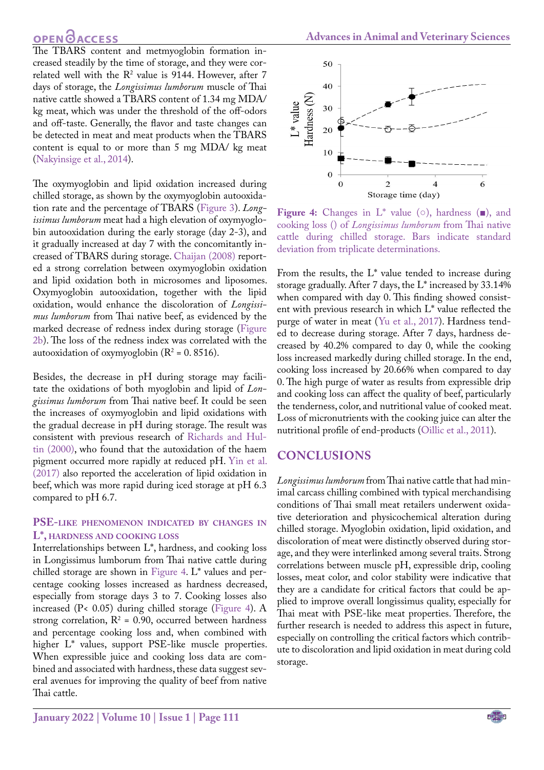The TBARS content and metmyoglobin formation increased steadily by the time of storage, and they were correlated well with the $R^2$ value is 9144. However, after 7 days of storage, the *Longissimus lumborum* muscle of Thai native cattle showed a TBARS content of 1.34 mg MDA/kg meat, which was under the threshold of the off-odors and off-taste. Generally, the flavor and taste changes can be detected in meat and meat products when the TBARS content is equal to or more than 5 mg MDA/ kg meat (Nakyinsige et al., 2014).

The oxymyoglobin and lipid oxidation increased during chilled storage, as shown by the oxymyoglobin autooxidation rate and the percentage of TBARS (Figure 3). *Longissimus lumborum* meat had a high elevation of oxymyoglobin autooxidation during the early storage (day 2-3), and it gradually increased at day 7 with the concomitantly increased of TBARS during storage. Chaijan (2008) reported a strong correlation between oxymyoglobin oxidation and lipid oxidation both in microsomes and liposomes. Oxymyoglobin autooxidation, together with the lipid oxidation, would enhance the discoloration of *Longissimus lumborum* from Thai native beef, as evidenced by the marked decrease of redness index during storage (Figure 2b). The loss of the redness index was correlated with the autooxidation of oxymyoglobin ($R^2$ = 0. 8516).

Besides, the decrease in pH during storage may facilitate the oxidations of both myoglobin and lipid of *Longissimus lumborum* from Thai native beef. It could be seen the increases of oxymyoglobin and lipid oxidations with the gradual decrease in pH during storage. The result was consistent with previous research of Richards and Hultin (2000), who found that the autoxidation of the haem pigment occurred more rapidly at reduced pH. Yin et al. (2017) also reported the acceleration of lipid oxidation in beef, which was more rapid during iced storage at pH 6.3 compared to pH 6.7.

### PSE-like phenomenon indicated by changes in L*, hardness and cooking loss

Interrelationships between L*, hardness, and cooking loss in Longissimus lumborum from Thai native cattle during chilled storage are shown in Figure 4. L* values and percentage cooking losses increased as hardness decreased, especially from storage days 3 to 7. Cooking losses also increased ($P< 0.05$) during chilled storage (Figure 4). A strong correlation, $R^2$ = 0.90, occurred between hardness and percentage cooking loss and, when combined with higher L* values, support PSE-like muscle properties. When expressible juice and cooking loss data are combined and associated with hardness, these data suggest several avenues for improving the quality of beef from native Thai cattle.

**Figure 4:** Changes in L* value (○), hardness (■), and cooking loss () of *Longissimus lumborum* from Thai native cattle during chilled storage. Bars indicate standard deviation from triplicate determinations.

From the results, the L* value tended to increase during storage gradually. After 7 days, the L* increased by 33.14% when compared with day 0. This finding showed consistent with previous research in which L* value reflected the purge of water in meat (Yu et al., 2017). Hardness tended to decrease during storage. After 7 days, hardness decreased by 40.2% compared to day 0, while the cooking loss increased markedly during chilled storage. In the end, cooking loss increased by 20.66% when compared to day 0. The high purge of water as results from expressible drip and cooking loss can affect the quality of beef, particularly the tenderness, color, and nutritional value of cooked meat. Loss of micronutrients with the cooking juice can alter the nutritional profile of end-products (Oillic et al., 2011).

## CONCLUSIONS

*Longissimus lumborum* from Thai native cattle that had minimal carcass chilling combined with typical merchandising conditions of Thai small meat retailers underwent oxidative deterioration and physicochemical alteration during chilled storage. Myoglobin oxidation, lipid oxidation, and discoloration of meat were distinctly observed during storage, and they were interlinked among several traits. Strong correlations between muscle pH, expressible drip, cooling losses, meat color, and color stability were indicative that they are a candidate for critical factors that could be applied to improve overall longissimus quality, especially for Thai meat with PSE-like meat properties. Therefore, the further research is needed to address this aspect in future, especially on controlling the critical factors which contribute to discoloration and lipid oxidation in meat during cold storage.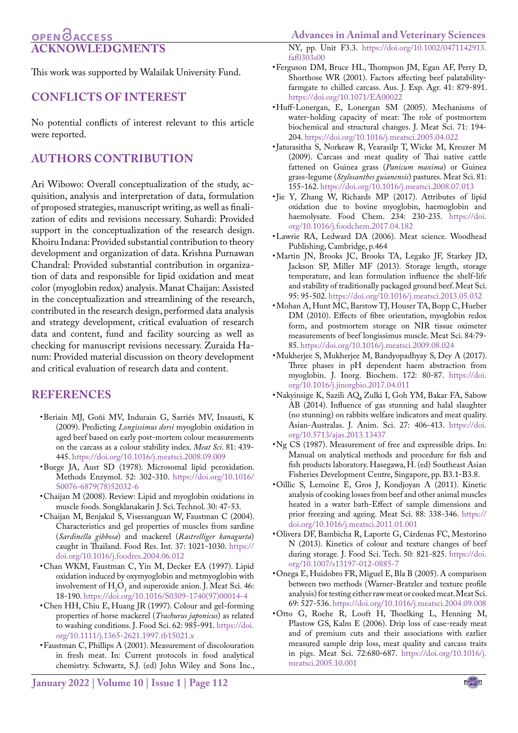## ACKNOWLEDGMENTS

This work was supported by Walailak University Fund.

## CONFLICTS OF INTEREST

No potential conflicts of interest relevant to this article were reported.

## AUTHORS CONTRIBUTION

Ari Wibowo: Overall conceptualization of the study, acquisition, analysis and interpretation of data, formulation of proposed strategies, manuscript writing, as well as finalization of edits and revisions necessary. Suhardi: Provided support in the conceptualization of the research design. Khoiru Indana: Provided substantial contribution to theory development and organization of data. Krishna Purnawan Chandral: Provided substantial contribution in organization of data and responsible for lipid oxidation and meat color (myoglobin redox) analysis. Manat Chaijan: Assisted in the conceptualization and streamlining of the research, contributed in the research design, performed data analysis and strategy development, critical evaluation of research data and content, fund and facility sourcing as well as checking for manuscript revisions necessary. Zuraida Hanum: Provided material discussion on theory development and critical evaluation of research data and content.

## REFERENCES

- Beriain MJ, Goñi MV, Indurain G, Sarriés MV, Insausti, K (2009). Predicting *Longissimus dorsi* myoglobin oxidation in aged beef based on early post-mortem colour measurements on the carcass as a colour stability index. *Meat Sci*. 81: 439-445. https://doi.org/10.1016/j.meatsci.2008.09.009
- Buege JA, Aust SD (1978). Microsomal lipid peroxidation. Methods Enzymol. 52: 302-310. https://doi.org/10.1016/S0076-6879(78)52032-6
- Chaijan M (2008). Review: Lipid and myoglobin oxidations in muscle foods. Songklanakarin J. Sci. Technol. 30: 47-53.
- Chaijan M, Benjakul S, Visessanguan W, Faustman C (2004). Characteristics and gel properties of muscles from sardine (*Sardinella gibbosa*) and mackerel (*Rastrelliger kanagurta*) caught in Thailand. Food Res. Int. 37: 1021-1030. https://doi.org/10.1016/j.foodres.2004.06.012
- Chan WKM, Faustman C, Yin M, Decker EA (1997). Lipid oxidation induced by oxymyoglobin and metmyoglobin with involvement of $H_2O_2$ and superoxide anion. J. Meat Sci. 46: 18-190. https://doi.org/10.1016/S0309-1740(97)00014-4
- Chen HH, Chiu E, Huang JR (1997). Colour and gel-forming properties of horse mackerel (*Trachurus japonicus*) as related to washing conditions. J. Food Sci. 62: 985-991. https://doi.org/10.1111/j.1365-2621.1997.tb15021.x
- Faustman C, Phillips A (2001). Measurement of discolouration in fresh meat. In: Current protocols in food analytical chemistry. Schwartz, S.J. (ed) John Wiley and Sons Inc., NY, pp. Unit F3.3. https://doi.org/10.1002/0471142913.faf0303s00
- Ferguson DM, Bruce HL, Thompson JM, Egan AF, Perry D, Shorthose WR (2001). Factors affecting beef palatability-farmgate to chilled carcass. Aus. J. Exp. Agr. 41: 879-891. https://doi.org/10.1071/EA00022
- Huff-Lonergan, E, Lonergan SM (2005). Mechanisms of water-holding capacity of meat: The role of postmortem biochemical and structural changes. J. Meat Sci. 71: 194-204. https://doi.org/10.1016/j.meatsci.2005.04.022
- Jaturasitha S, Norkeaw R, Vearasilp T, Wicke M, Kreuzer M (2009). Carcass and meat quality of Thai native cattle fattened on Guinea grass (*Panicum maxima*) or Guinea grass-legume (*Stylosanthes guianensis*) pastures. Meat Sci. 81: 155-162. https://doi.org/10.1016/j.meatsci.2008.07.013
- Jie Y, Zhang W, Richards MP (2017). Attributes of lipid oxidation due to bovine myoglobin, haemoglobin and haemolysate. Food Chem. 234: 230-235. https://doi.org/10.1016/j.foodchem.2017.04.182
- Lawrie RA, Ledward DA (2006). Meat science. Woodhead Publishing, Cambridge, p.464
- Martin JN, Brooks JC, Brooks TA, Legako JF, Starkey JD, Jackson SP, Miller MF (2013). Storage length, storage temperature, and lean formulation influence the shelf-life and stability of traditionally packaged ground beef. Meat Sci. 95: 95-502. https://doi.org/10.1016/j.meatsci.2013.05.032
- Mohan A, Hunt MC, Barstow TJ, Houser TA, Bopp C, Hueber DM (2010). Effects of fibre orientation, myoglobin redox form, and postmortem storage on NIR tissue oximeter measurements of beef longissimus muscle. Meat Sci. 84:79-85. https://doi.org/10.1016/j.meatsci.2009.08.024
- Mukherjee S, Mukherjee M, Bandyopadhyay S, Dey A (2017). Three phases in pH dependent haem abstraction from myoglobin. J. Inorg. Biochem. 172: 80-87. https://doi.org/10.1016/j.jinorgbio.2017.04.011
- Nakyinsige K, Sazili AQ, Zulki I, Goh YM, Bakar FA, Sabow AB (2014). Influence of gas stunning and halal slaughter (no stunning) on rabbits welfare indicators and meat quality. Asian-Australas. J. Anim. Sci. 27: 406-413. https://doi.org/10.5713/ajas.2013.13437
- Ng CS (1987). Measurement of free and expressible drips. In: Manual on analytical methods and procedure for fish and fish products laboratory. Hasegawa, H. (ed) Southeast Asian Fisheries Development Centre, Singapore, pp. B3.1-B3.8.
- Oillic S, Lemoine E, Gros J, Kondjoyan A (2011). Kinetic analysis of cooking losses from beef and other animal muscles heated in a water bath-Effect of sample dimensions and prior freezing and ageing. Meat Sci. 88: 338-346. https://doi.org/10.1016/j.meatsci.2011.01.001
- Olivera DF, Bambicha R, Laporte G, Cárdenas FC, Mestorino N (2013). Kinetics of colour and texture changes of beef during storage. J. Food Sci. Tech. 50: 821-825. https://doi.org/10.1007/s13197-012-0885-7
- Onega E, Huidobro FR, Miguel E, Bla B (2005). A comparison between two methods (Warner-Bratzler and texture profile analysis) for testing either raw meat or cooked meat. Meat Sci. 69: 527-536. https://doi.org/10.1016/j.meatsci.2004.09.008
- Otto G, Roehe R, Looft H, Thoelking L, Henning M, Plastow GS, Kalm E (2006). Drip loss of case-ready meat and of premium cuts and their associations with earlier measured sample drip loss, meat quality and carcass traits in pigs. Meat Sci. 72:680-687. https://doi.org/10.1016/j.meatsci.2005.10.001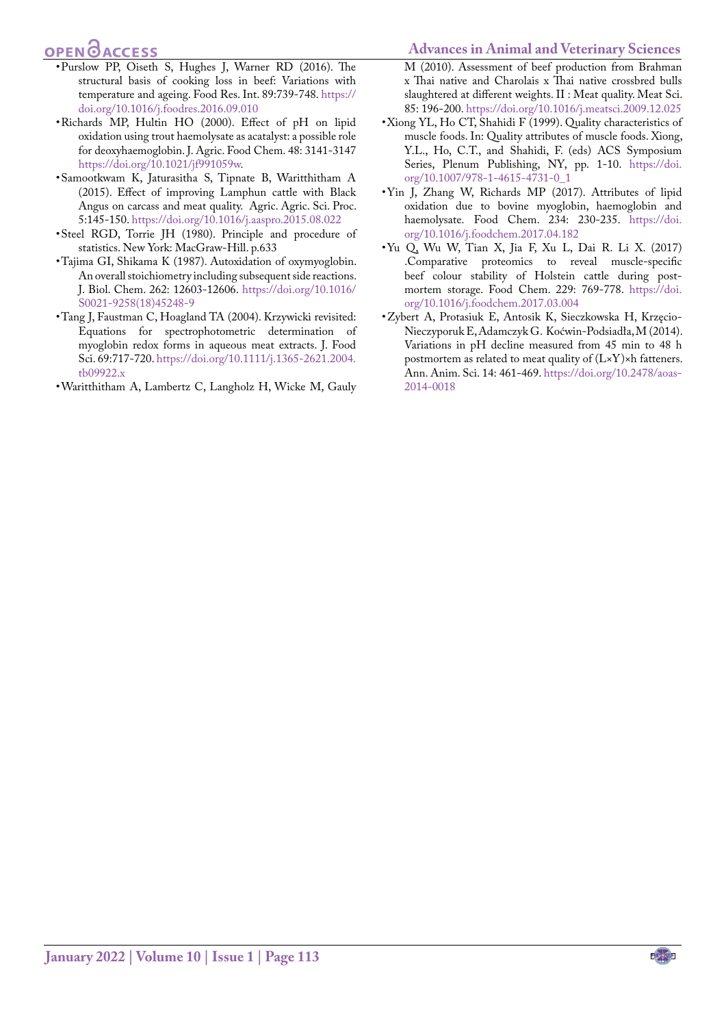- Purslow PP, Oiseth S, Hughes J, Warner RD (2016). The structural basis of cooking loss in beef: Variations with temperature and ageing. Food Res. Int. 89:739-748. https://doi.org/10.1016/j.foodres.2016.09.010
- Richards MP, Hultin HO (2000). Effect of pH on lipid oxidation using trout haemolysate as acatalyst: a possible role for deoxyhaemoglobin. J. Agric. Food Chem. 48: 3141-3147 https://doi.org/10.1021/jf991059w.
- Samootkwam K, Jaturasitha S, Tipnate B, Waritthitham A (2015). Effect of improving Lamphun cattle with Black Angus on carcass and meat quality. Agric. Agric. Sci. Proc. 5:145-150. https://doi.org/10.1016/j.aaspro.2015.08.022
- Steel RGD, Torrie JH (1980). Principle and procedure of statistics. New York: MacGraw-Hill. p.633
- Tajima GI, Shikama K (1987). Autoxidation of oxymyoglobin. An overall stoichiometry including subsequent side reactions. J. Biol. Chem. 262: 12603-12606. https://doi.org/10.1016/S0021-9258(18)45248-9
- Tang J, Faustman C, Hoagland TA (2004). Krzywicki revisited: Equations for spectrophotometric determination of myoglobin redox forms in aqueous meat extracts. J. Food Sci. 69:717-720. https://doi.org/10.1111/j.1365-2621.2004.tb09922.x
- Waritthitham A, Lambertz C, Langholz H, Wicke M, Gauly M (2010). Assessment of beef production from Brahman x Thai native and Charolais x Thai native crossbred bulls slaughtered at different weights. II : Meat quality. Meat Sci. 85: 196-200. https://doi.org/10.1016/j.meatsci.2009.12.025
- Xiong YL, Ho CT, Shahidi F (1999). Quality characteristics of muscle foods. In: Quality attributes of muscle foods. Xiong, Y.L., Ho, C.T., and Shahidi, F. (eds) ACS Symposium Series, Plenum Publishing, NY, pp. 1-10. https://doi.org/10.1007/978-1-4615-4731-0_1
- Yin J, Zhang W, Richards MP (2017). Attributes of lipid oxidation due to bovine myoglobin, haemoglobin and haemolysate. Food Chem. 234: 230-235. https://doi.org/10.1016/j.foodchem.2017.04.182
- Yu Q, Wu W, Tian X, Jia F, Xu L, Dai R. Li X. (2017) .Comparative proteomics to reveal muscle-specific beef colour stability of Holstein cattle during post-mortem storage. Food Chem. 229: 769-778. https://doi.org/10.1016/j.foodchem.2017.03.004
- Zybert A, Protasiuk E, Antosik K, Sieczkowska H, Krzęcio-Nieczyporuk E, Adamczyk G. Koćwin-Podsiadła, M (2014). Variations in pH decline measured from 45 min to 48 h postmortem as related to meat quality of (L×Y)×h fatteners. Ann. Anim. Sci. 14: 461-469. https://doi.org/10.2478/aoas-2014-0018